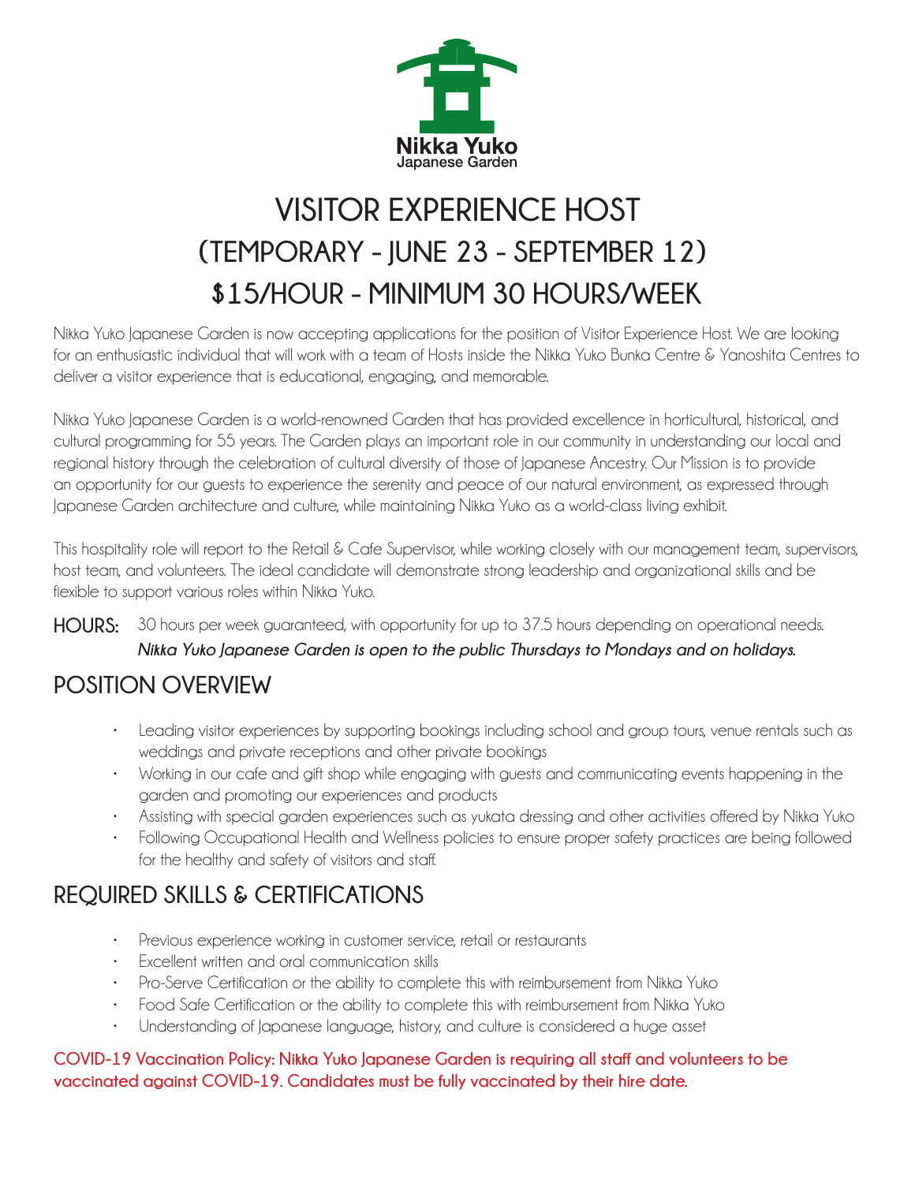Nikka Yuko
Japanese Garden

# VISITOR EXPERIENCE HOST
# (TEMPORARY - JUNE 23 - SEPTEMBER 12)
# $15/HOUR - MINIMUM 30 HOURS/WEEK

Nikka Yuko Japanese Garden is now accepting applications for the position of Visitor Experience Host. We are looking for an enthusiastic individual that will work with a team of Hosts inside the Nikka Yuko Bunka Centre & Yanoshita Centres to deliver a visitor experience that is educational, engaging, and memorable.

Nikka Yuko Japanese Garden is a world-renowned Garden that has provided excellence in horticultural, historical, and cultural programming for 55 years. The Garden plays an important role in our community in understanding our local and regional history through the celebration of cultural diversity of those of Japanese Ancestry. Our Mission is to provide an opportunity for our guests to experience the serenity and peace of our natural environment, as expressed through Japanese Garden architecture and culture, while maintaining Nikka Yuko as a world-class living exhibit.

This hospitality role will report to the Retail & Cafe Supervisor, while working closely with our management team, supervisors, host team, and volunteers. The ideal candidate will demonstrate strong leadership and organizational skills and be flexible to support various roles within Nikka Yuko.

**HOURS:** 30 hours per week guaranteed, with opportunity for up to 37.5 hours depending on operational needs.
***Nikka Yuko Japanese Garden is open to the public Thursdays to Mondays and on holidays.***

## POSITION OVERVIEW

- Leading visitor experiences by supporting bookings including school and group tours, venue rentals such as weddings and private receptions and other private bookings
- Working in our cafe and gift shop while engaging with guests and communicating events happening in the garden and promoting our experiences and products
- Assisting with special garden experiences such as yukata dressing and other activities offered by Nikka Yuko
- Following Occupational Health and Wellness policies to ensure proper safety practices are being followed for the healthy and safety of visitors and staff.

## REQUIRED SKILLS & CERTIFICATIONS

- Previous experience working in customer service, retail or restaurants
- Excellent written and oral communication skills
- Pro-Serve Certification or the ability to complete this with reimbursement from Nikka Yuko
- Food Safe Certification or the ability to complete this with reimbursement from Nikka Yuko
- Understanding of Japanese language, history, and culture is considered a huge asset

**COVID-19 Vaccination Policy: Nikka Yuko Japanese Garden is requiring all staff and volunteers to be vaccinated against COVID-19. Candidates must be fully vaccinated by their hire date.**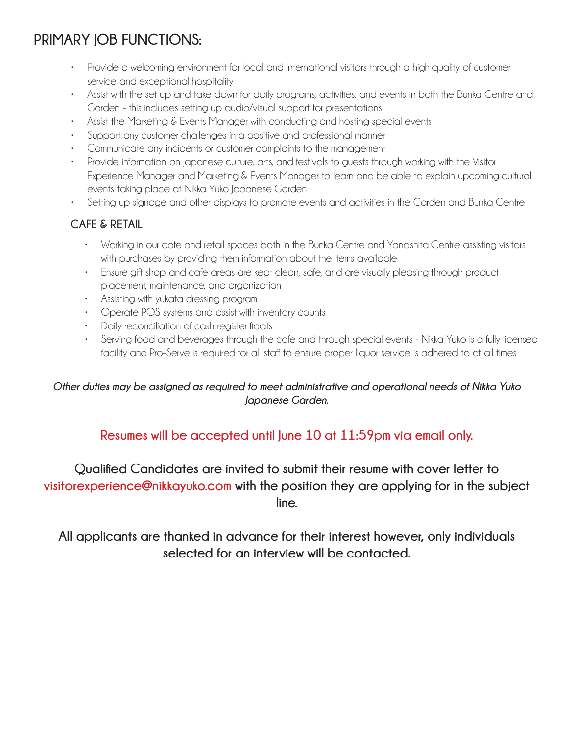## PRIMARY JOB FUNCTIONS:

- Provide a welcoming environment for local and international visitors through a high quality of customer service and exceptional hospitality
- Assist with the set up and take down for daily programs, activities, and events in both the Bunka Centre and Garden - this includes setting up audio/visual support for presentations
- Assist the Marketing & Events Manager with conducting and hosting special events
- Support any customer challenges in a positive and professional manner
- Communicate any incidents or customer complaints to the management
- Provide information on Japanese culture, arts, and festivals to guests through working with the Visitor Experience Manager and Marketing & Events Manager to learn and be able to explain upcoming cultural events taking place at Nikka Yuko Japanese Garden
- Setting up signage and other displays to promote events and activities in the Garden and Bunka Centre

### CAFE & RETAIL

- Working in our cafe and retail spaces both in the Bunka Centre and Yanoshita Centre assisting visitors with purchases by providing them information about the items available
- Ensure gift shop and cafe areas are kept clean, safe, and are visually pleasing through product placement, maintenance, and organization
- Assisting with yukata dressing program
- Operate POS systems and assist with inventory counts
- Daily reconciliation of cash register floats
- Serving food and beverages through the cafe and through special events - Nikka Yuko is a fully licensed facility and Pro-Serve is required for all staff to ensure proper liquor service is adhered to at all times

***Other duties may be assigned as required to meet administrative and operational needs of Nikka Yuko Japanese Garden.***

**Resumes will be accepted until June 10 at 11:59pm via email only.**

**Qualified Candidates are invited to submit their resume with cover letter to visitorexperience@nikkayuko.com with the position they are applying for in the subject line.**

**All applicants are thanked in advance for their interest however, only individuals selected for an interview will be contacted.**